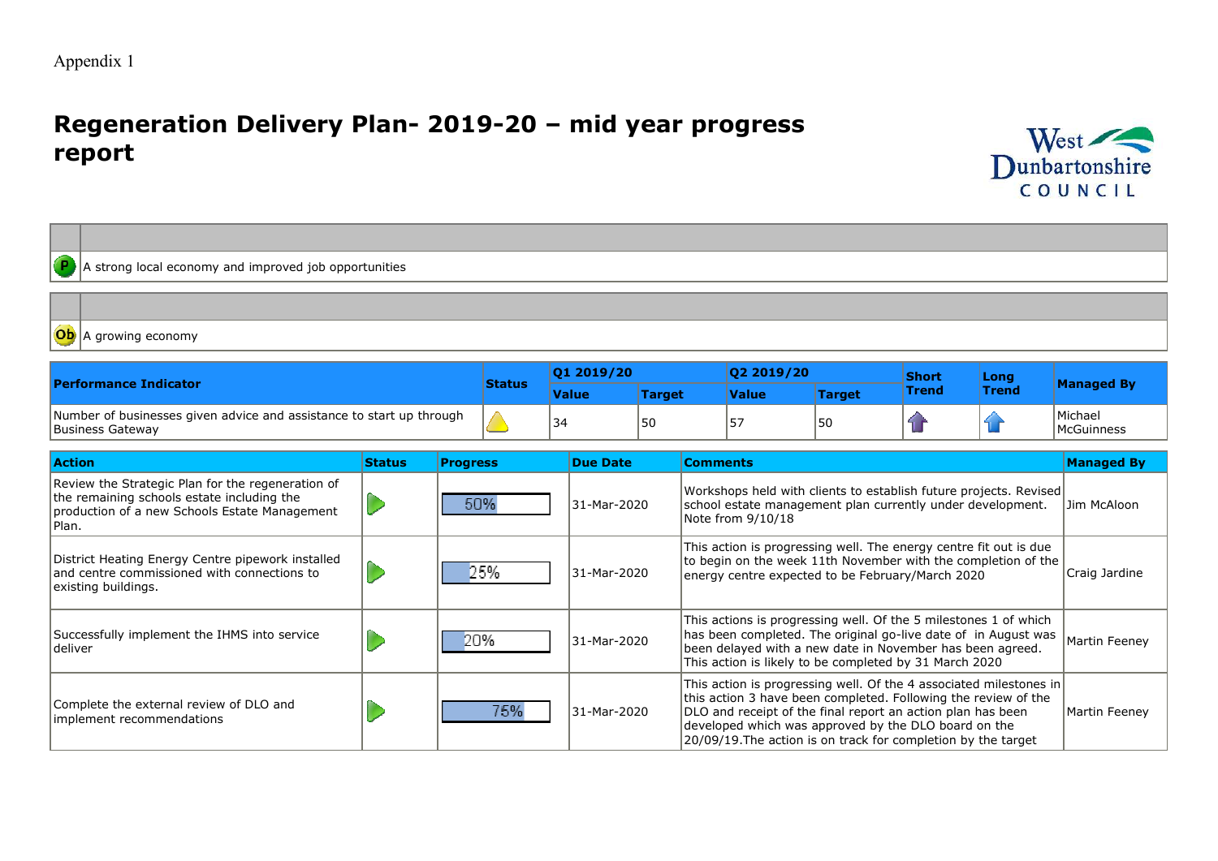Appendix 1

# Regeneration Delivery Plan- 2019-20 – mid year progress report

| | |
|---|---|
| P | A strong local economy and improved job opportunities |

| | |
|---|---|
| Ob | A growing economy |

| Performance Indicator | Status | Q1 2019/20 | | Q2 2019/20 | | Short Trend | Long Trend | Managed By |
|---|---|---|---|---|---|---|---|---|
| | | Value | Target | Value | Target | | | |
| Number of businesses given advice and assistance to start up through Business Gateway | | 34 | 50 | 57 | 50 | | | Michael McGuinness |

| Action | Status | Progress | Due Date | Comments | Managed By |
|---|---|---|---|---|---|
| Review the Strategic Plan for the regeneration of the remaining schools estate including the production of a new Schools Estate Management Plan. | | 50% | 31-Mar-2020 | Workshops held with clients to establish future projects. Revised school estate management plan currently under development. Note from 9/10/18 | Jim McAloon |
| District Heating Energy Centre pipework installed and centre commissioned with connections to existing buildings. | | 25% | 31-Mar-2020 | This action is progressing well. The energy centre fit out is due to begin on the week 11th November with the completion of the energy centre expected to be February/March 2020 | Craig Jardine |
| Successfully implement the IHMS into service deliver | | 20% | 31-Mar-2020 | This actions is progressing well. Of the 5 milestones 1 of which has been completed. The original go-live date of in August was been delayed with a new date in November has been agreed. This action is likely to be completed by 31 March 2020 | Martin Feeney |
| Complete the external review of DLO and implement recommendations | | 75% | 31-Mar-2020 | This action is progressing well. Of the 4 associated milestones in this action 3 have been completed. Following the review of the DLO and receipt of the final report an action plan has been developed which was approved by the DLO board on the 20/09/19.The action is on track for completion by the target | Martin Feeney |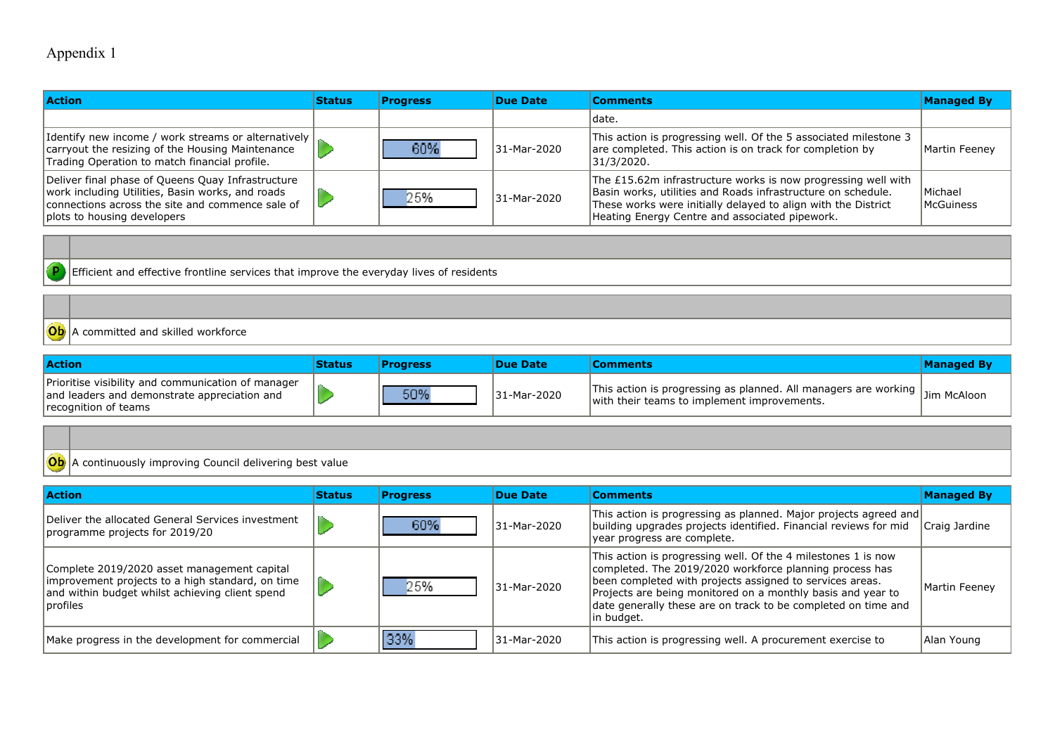Appendix 1

| Action | Status | Progress | Due Date | Comments | Managed By |
|---|---|---|---|---|---|
| | | | | date. | |
| Identify new income / work streams or alternatively carryout the resizing of the Housing Maintenance Trading Operation to match financial profile. | | 60% | 31-Mar-2020 | This action is progressing well. Of the 5 associated milestone 3 are completed. This action is on track for completion by 31/3/2020. | Martin Feeney |
| Deliver final phase of Queens Quay Infrastructure work including Utilities, Basin works, and roads connections across the site and commence sale of plots to housing developers | | 25% | 31-Mar-2020 | The £15.62m infrastructure works is now progressing well with Basin works, utilities and Roads infrastructure on schedule. These works were initially delayed to align with the District Heating Energy Centre and associated pipework. | Michael McGuiness |

P: Efficient and effective frontline services that improve the everyday lives of residents

Ob: A committed and skilled workforce

| Action | Status | Progress | Due Date | Comments | Managed By |
|---|---|---|---|---|---|
| Prioritise visibility and communication of manager and leaders and demonstrate appreciation and recognition of teams | | 50% | 31-Mar-2020 | This action is progressing as planned. All managers are working with their teams to implement improvements. | Jim McAloon |

Ob: A continuously improving Council delivering best value

| Action | Status | Progress | Due Date | Comments | Managed By |
|---|---|---|---|---|---|
| Deliver the allocated General Services investment programme projects for 2019/20 | | 60% | 31-Mar-2020 | This action is progressing as planned. Major projects agreed and building upgrades projects identified. Financial reviews for mid year progress are complete. | Craig Jardine |
| Complete 2019/2020 asset management capital improvement projects to a high standard, on time and within budget whilst achieving client spend profiles | | 25% | 31-Mar-2020 | This action is progressing well. Of the 4 milestones 1 is now completed. The 2019/2020 workforce planning process has been completed with projects assigned to services areas. Projects are being monitored on a monthly basis and year to date generally these are on track to be completed on time and in budget. | Martin Feeney |
| Make progress in the development for commercial | | 33% | 31-Mar-2020 | This action is progressing well. A procurement exercise to | Alan Young |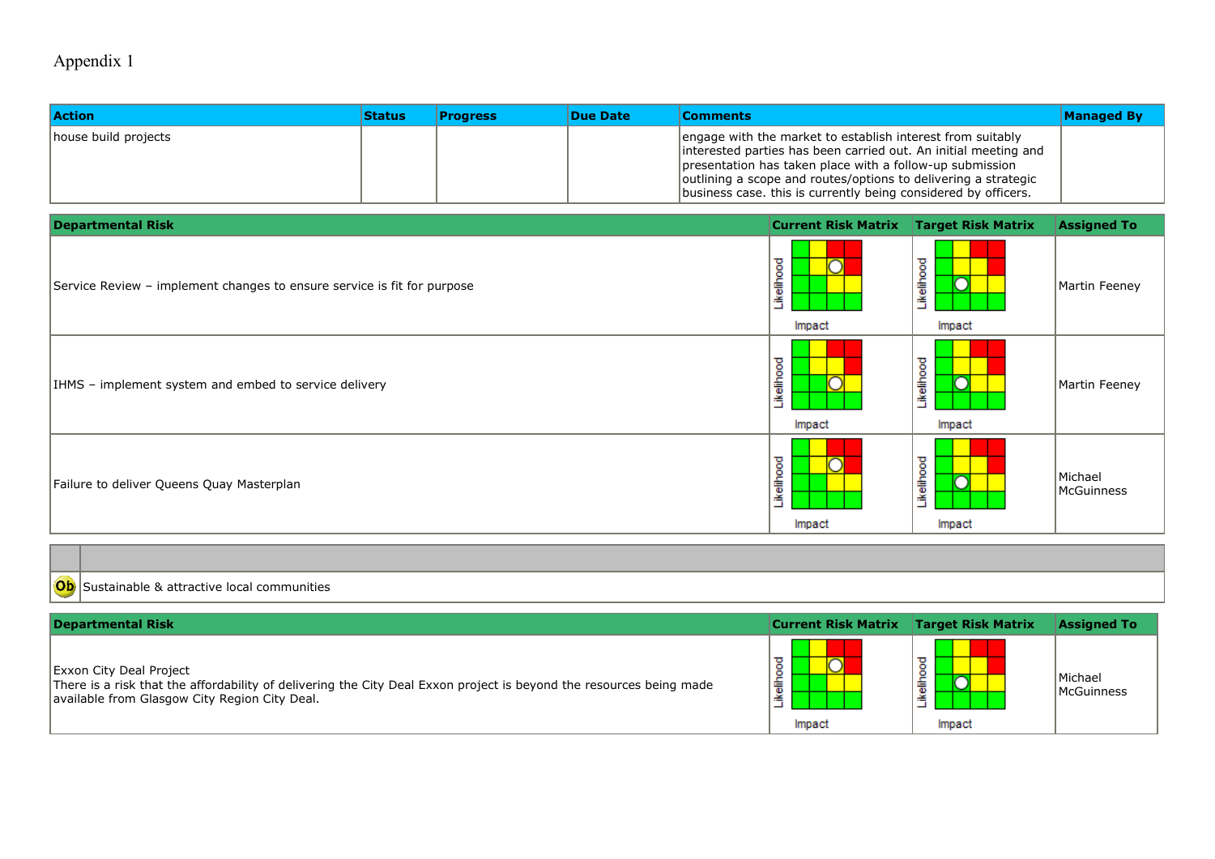Appendix 1

| Action | Status | Progress | Due Date | Comments | Managed By |
|---|---|---|---|---|---|
| house build projects | | | | engage with the market to establish interest from suitably interested parties has been carried out. An initial meeting and presentation has taken place with a follow-up submission outlining a scope and routes/options to delivering a strategic business case. this is currently being considered by officers. | |

| Departmental Risk | Current Risk Matrix | Target Risk Matrix | Assigned To |
|---|---|---|---|
| Service Review – implement changes to ensure service is fit for purpose | | | Martin Feeney |
| IHMS – implement system and embed to service delivery | | | Martin Feeney |
| Failure to deliver Queens Quay Masterplan | | | Michael McGuinness |

| | |
|---|---|
| Ob | Sustainable & attractive local communities |

| Departmental Risk | Current Risk Matrix | Target Risk Matrix | Assigned To |
|---|---|---|---|
| Exxon City Deal Project<br>There is a risk that the affordability of delivering the City Deal Exxon project is beyond the resources being made available from Glasgow City Region City Deal. | | | Michael McGuinness |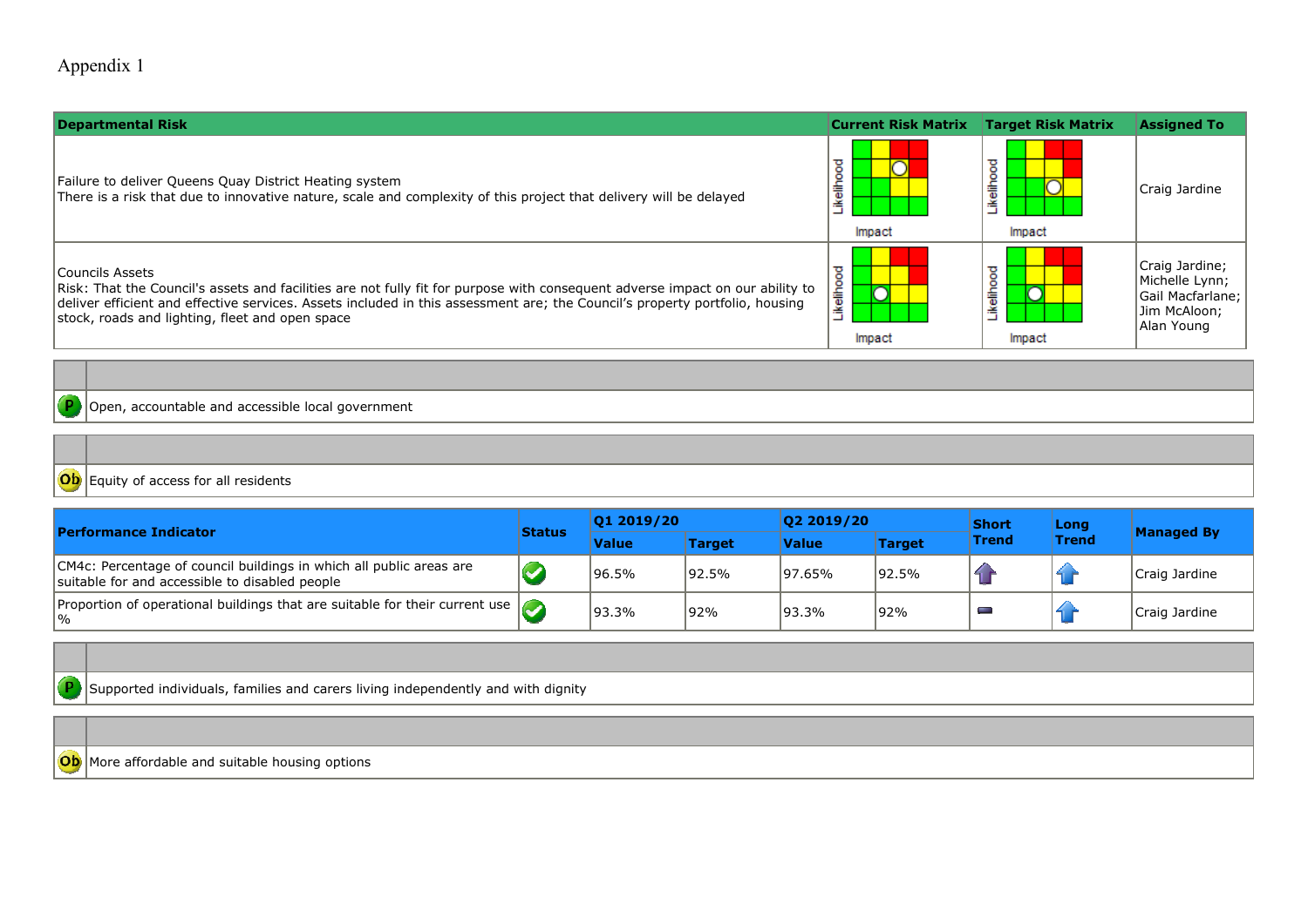Appendix 1

| Departmental Risk | Current Risk Matrix | Target Risk Matrix | Assigned To |
|---|---|---|---|
| Failure to deliver Queens Quay District Heating system<br>There is a risk that due to innovative nature, scale and complexity of this project that delivery will be delayed | Likelihood / Impact | Likelihood / Impact | Craig Jardine |
| Councils Assets<br>Risk: That the Council's assets and facilities are not fully fit for purpose with consequent adverse impact on our ability to deliver efficient and effective services. Assets included in this assessment are; the Council's property portfolio, housing stock, roads and lighting, fleet and open space | Likelihood / Impact | Likelihood / Impact | Craig Jardine; Michelle Lynn; Gail Macfarlane; Jim McAloon; Alan Young |

| | |
|---|---|
| P | Open, accountable and accessible local government |

| | |
|---|---|
| Ob | Equity of access for all residents |

| Performance Indicator | Status | Q1 2019/20 | | Q2 2019/20 | | Short Trend | Long Trend | Managed By |
|---|---|---|---|---|---|---|---|---|
| | | Value | Target | Value | Target | | | |
| CM4c: Percentage of council buildings in which all public areas are suitable for and accessible to disabled people | ✔ | 96.5% | 92.5% | 97.65% | 92.5% | ↑ | ↑ | Craig Jardine |
| Proportion of operational buildings that are suitable for their current use % | ✔ | 93.3% | 92% | 93.3% | 92% | – | ↑ | Craig Jardine |

| | |
|---|---|
| P | Supported individuals, families and carers living independently and with dignity |

| | |
|---|---|
| Ob | More affordable and suitable housing options |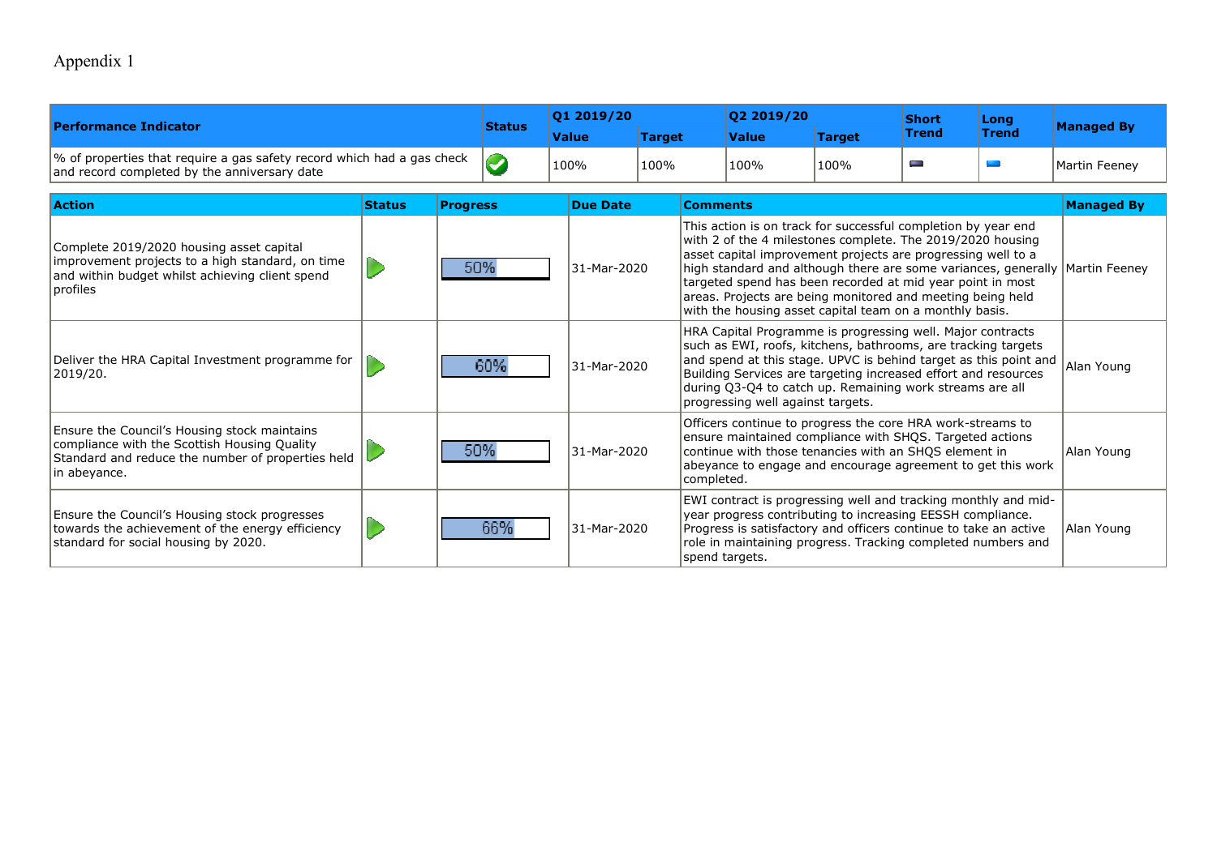Appendix 1

| Performance Indicator | Status | Q1 2019/20 | | Q2 2019/20 | | Short Trend | Long Trend | Managed By |
|---|---|---|---|---|---|---|---|---|
| | | Value | Target | Value | Target | | | |
| % of properties that require a gas safety record which had a gas check and record completed by the anniversary date | | 100% | 100% | 100% | 100% | | | Martin Feeney |

| Action | Status | Progress | Due Date | Comments | Managed By |
|---|---|---|---|---|---|
| Complete 2019/2020 housing asset capital improvement projects to a high standard, on time and within budget whilst achieving client spend profiles | | 50% | 31-Mar-2020 | This action is on track for successful completion by year end with 2 of the 4 milestones complete. The 2019/2020 housing asset capital improvement projects are progressing well to a high standard and although there are some variances, generally targeted spend has been recorded at mid year point in most areas. Projects are being monitored and meeting being held with the housing asset capital team on a monthly basis. | Martin Feeney |
| Deliver the HRA Capital Investment programme for 2019/20. | | 60% | 31-Mar-2020 | HRA Capital Programme is progressing well. Major contracts such as EWI, roofs, kitchens, bathrooms, are tracking targets and spend at this stage. UPVC is behind target as this point and Building Services are targeting increased effort and resources during Q3-Q4 to catch up. Remaining work streams are all progressing well against targets. | Alan Young |
| Ensure the Council's Housing stock maintains compliance with the Scottish Housing Quality Standard and reduce the number of properties held in abeyance. | | 50% | 31-Mar-2020 | Officers continue to progress the core HRA work-streams to ensure maintained compliance with SHQS. Targeted actions continue with those tenancies with an SHQS element in abeyance to engage and encourage agreement to get this work completed. | Alan Young |
| Ensure the Council's Housing stock progresses towards the achievement of the energy efficiency standard for social housing by 2020. | | 66% | 31-Mar-2020 | EWI contract is progressing well and tracking monthly and mid-year progress contributing to increasing EESSH compliance. Progress is satisfactory and officers continue to take an active role in maintaining progress. Tracking completed numbers and spend targets. | Alan Young |